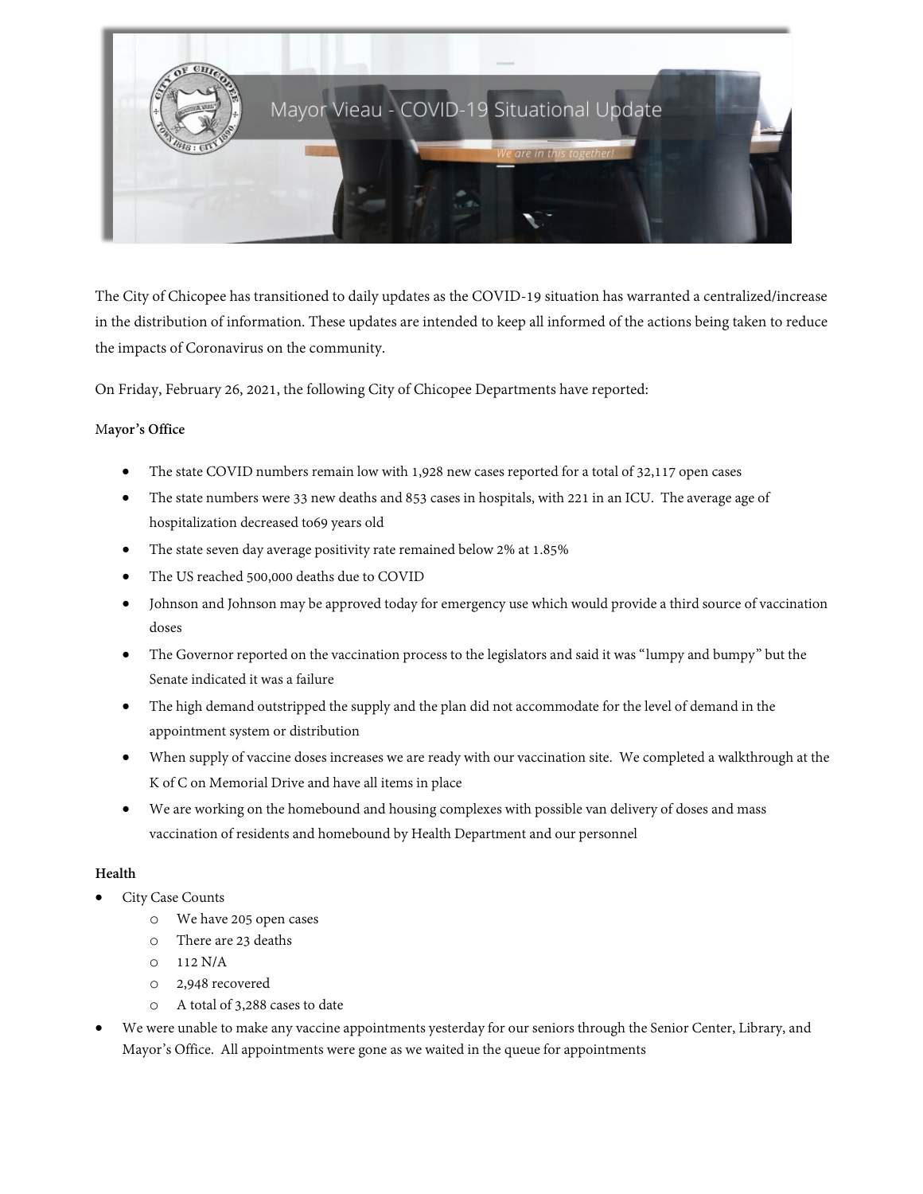Mayor Vieau - COVID-19 Situational Update

*We are in this together!*

The City of Chicopee has transitioned to daily updates as the COVID-19 situation has warranted a centralized/increase in the distribution of information. These updates are intended to keep all informed of the actions being taken to reduce the impacts of Coronavirus on the community.

On Friday, February 26, 2021, the following City of Chicopee Departments have reported:

**Mayor's Office**

- The state COVID numbers remain low with 1,928 new cases reported for a total of 32,117 open cases
- The state numbers were 33 new deaths and 853 cases in hospitals, with 221 in an ICU. The average age of hospitalization decreased to69 years old
- The state seven day average positivity rate remained below 2% at 1.85%
- The US reached 500,000 deaths due to COVID
- Johnson and Johnson may be approved today for emergency use which would provide a third source of vaccination doses
- The Governor reported on the vaccination process to the legislators and said it was "lumpy and bumpy" but the Senate indicated it was a failure
- The high demand outstripped the supply and the plan did not accommodate for the level of demand in the appointment system or distribution
- When supply of vaccine doses increases we are ready with our vaccination site. We completed a walkthrough at the K of C on Memorial Drive and have all items in place
- We are working on the homebound and housing complexes with possible van delivery of doses and mass vaccination of residents and homebound by Health Department and our personnel

**Health**

- City Case Counts
  - We have 205 open cases
  - There are 23 deaths
  - 112 N/A
  - 2,948 recovered
  - A total of 3,288 cases to date
- We were unable to make any vaccine appointments yesterday for our seniors through the Senior Center, Library, and Mayor's Office. All appointments were gone as we waited in the queue for appointments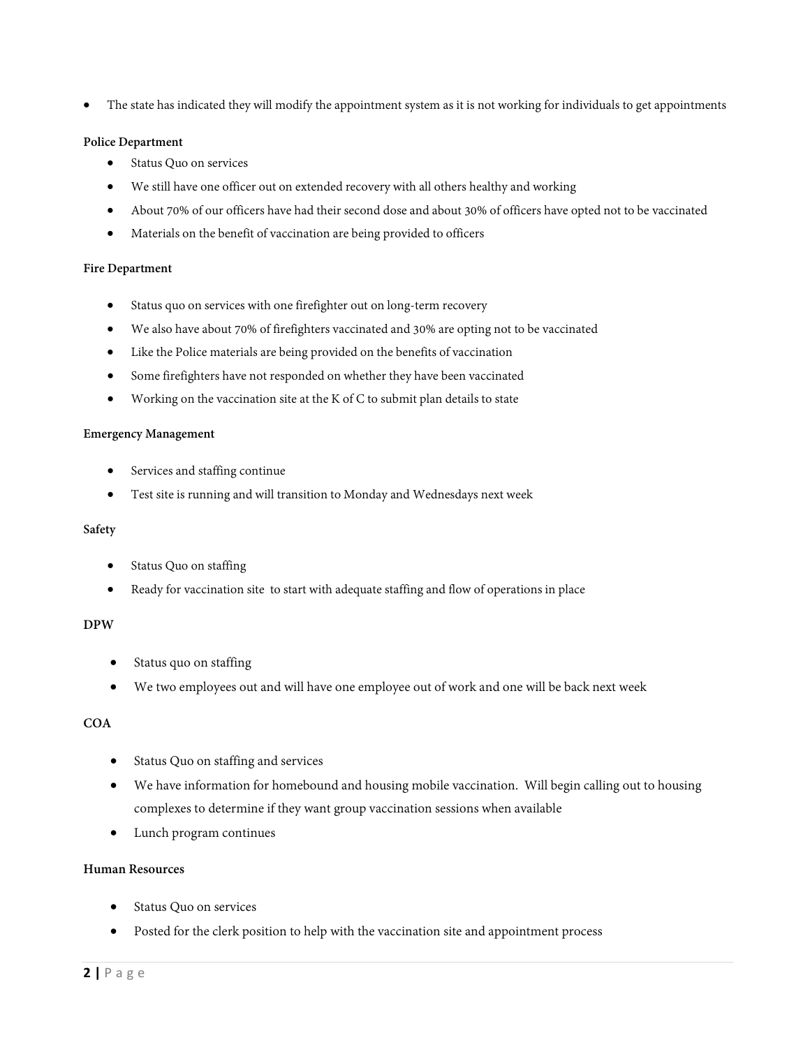- The state has indicated they will modify the appointment system as it is not working for individuals to get appointments

**Police Department**

- Status Quo on services
- We still have one officer out on extended recovery with all others healthy and working
- About 70% of our officers have had their second dose and about 30% of officers have opted not to be vaccinated
- Materials on the benefit of vaccination are being provided to officers

**Fire Department**

- Status quo on services with one firefighter out on long-term recovery
- We also have about 70% of firefighters vaccinated and 30% are opting not to be vaccinated
- Like the Police materials are being provided on the benefits of vaccination
- Some firefighters have not responded on whether they have been vaccinated
- Working on the vaccination site at the K of C to submit plan details to state

**Emergency Management**

- Services and staffing continue
- Test site is running and will transition to Monday and Wednesdays next week

**Safety**

- Status Quo on staffing
- Ready for vaccination site to start with adequate staffing and flow of operations in place

**DPW**

- Status quo on staffing
- We two employees out and will have one employee out of work and one will be back next week

**COA**

- Status Quo on staffing and services
- We have information for homebound and housing mobile vaccination. Will begin calling out to housing complexes to determine if they want group vaccination sessions when available
- Lunch program continues

**Human Resources**

- Status Quo on services
- Posted for the clerk position to help with the vaccination site and appointment process